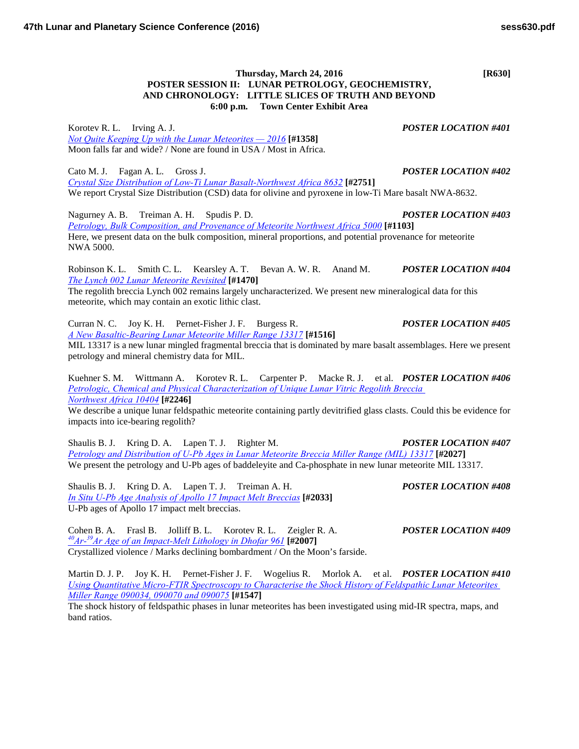**Thursday, March 24, 2016 [R630]**

## POSTER SESSION II: LUNAR PETROLOGY, GEOCHEMISTRY, AND CHRONOLOGY: LITTLE SLICES OF TRUTH AND BEYOND

**6:00 p.m. Town Center Exhibit Area**

Korotev R. L. Irving A. J. ***POSTER LOCATION #401***
*Not Quite Keeping Up with the Lunar Meteorites — 2016* **[#1358]**
Moon falls far and wide? / None are found in USA / Most in Africa.

Cato M. J. Fagan A. L. Gross J. ***POSTER LOCATION #402***
*Crystal Size Distribution of Low-Ti Lunar Basalt-Northwest Africa 8632* **[#2751]**
We report Crystal Size Distribution (CSD) data for olivine and pyroxene in low-Ti Mare basalt NWA-8632.

Nagurney A. B. Treiman A. H. Spudis P. D. ***POSTER LOCATION #403***
*Petrology, Bulk Composition, and Provenance of Meteorite Northwest Africa 5000* **[#1103]**
Here, we present data on the bulk composition, mineral proportions, and potential provenance for meteorite NWA 5000.

Robinson K. L. Smith C. L. Kearsley A. T. Bevan A. W. R. Anand M. ***POSTER LOCATION #404***
*The Lynch 002 Lunar Meteorite Revisited* **[#1470]**
The regolith breccia Lynch 002 remains largely uncharacterized. We present new mineralogical data for this meteorite, which may contain an exotic lithic clast.

Curran N. C. Joy K. H. Pernet-Fisher J. F. Burgess R. ***POSTER LOCATION #405***
*A New Basaltic-Bearing Lunar Meteorite Miller Range 13317* **[#1516]**
MIL 13317 is a new lunar mingled fragmental breccia that is dominated by mare basalt assemblages. Here we present petrology and mineral chemistry data for MIL.

Kuehner S. M. Wittmann A. Korotev R. L. Carpenter P. Macke R. J. et al. ***POSTER LOCATION #406***
*Petrologic, Chemical and Physical Characterization of Unique Lunar Vitric Regolith Breccia Northwest Africa 10404* **[#2246]**
We describe a unique lunar feldspathic meteorite containing partly devitrified glass clasts. Could this be evidence for impacts into ice-bearing regolith?

Shaulis B. J. Kring D. A. Lapen T. J. Righter M. ***POSTER LOCATION #407***
*Petrology and Distribution of U-Pb Ages in Lunar Meteorite Breccia Miller Range (MIL) 13317* **[#2027]**
We present the petrology and U-Pb ages of baddeleyite and Ca-phosphate in new lunar meteorite MIL 13317.

Shaulis B. J. Kring D. A. Lapen T. J. Treiman A. H. ***POSTER LOCATION #408***
*In Situ U-Pb Age Analysis of Apollo 17 Impact Melt Breccias* **[#2033]**
U-Pb ages of Apollo 17 impact melt breccias.

Cohen B. A. Frasl B. Jolliff B. L. Korotev R. L. Zeigler R. A. ***POSTER LOCATION #409***
*$^{40}Ar$-$^{39}Ar$ Age of an Impact-Melt Lithology in Dhofar 961* **[#2007]**
Crystallized violence / Marks declining bombardment / On the Moon's farside.

Martin D. J. P. Joy K. H. Pernet-Fisher J. F. Wogelius R. Morlok A. et al. ***POSTER LOCATION #410***
*Using Quantitative Micro-FTIR Spectroscopy to Characterise the Shock History of Feldspathic Lunar Meteorites Miller Range 090034, 090070 and 090075* **[#1547]**
The shock history of feldspathic phases in lunar meteorites has been investigated using mid-IR spectra, maps, and band ratios.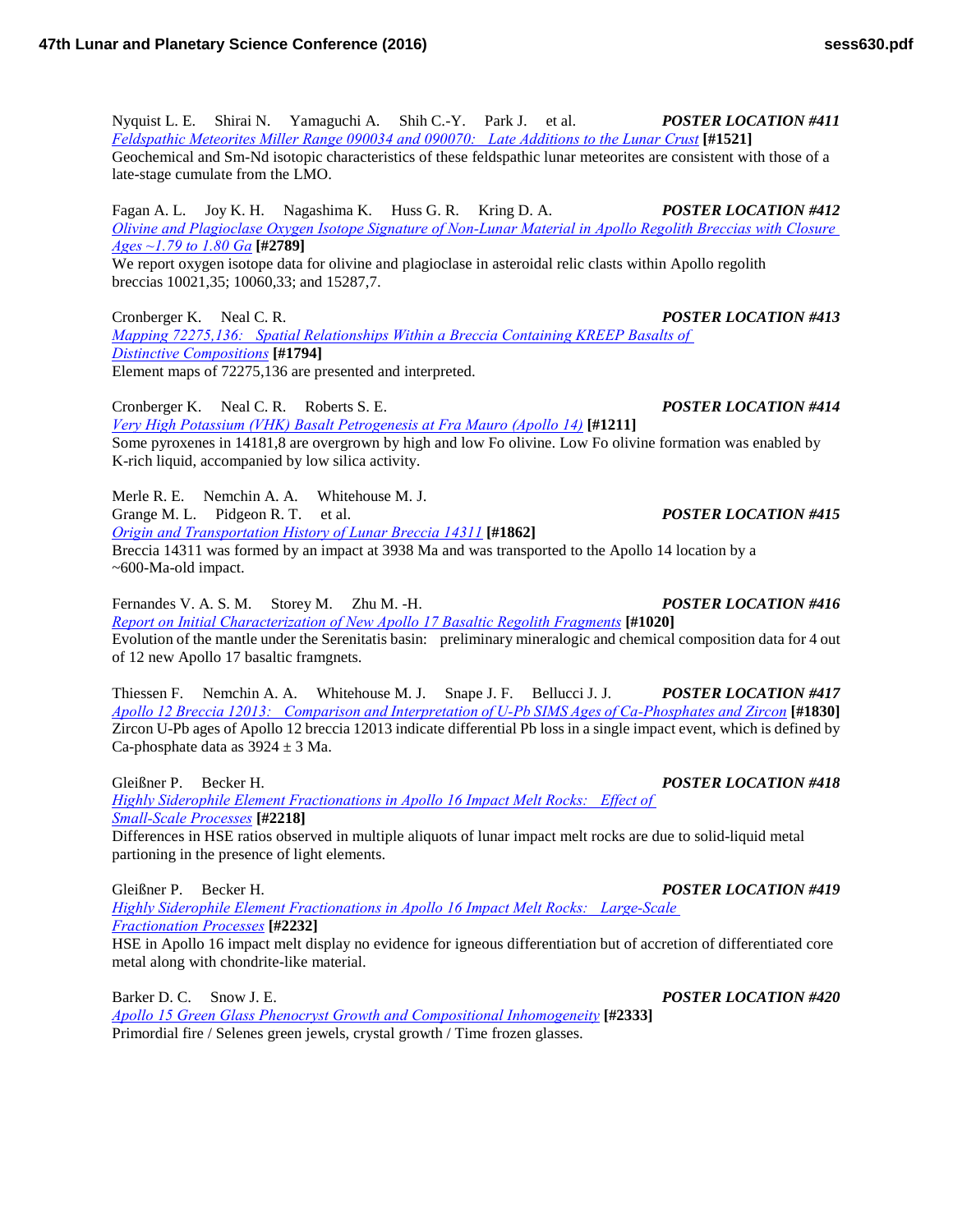Nyquist L. E. Shirai N. Yamaguchi A. Shih C.-Y. Park J. et al. ***POSTER LOCATION #411***
*Feldspathic Meteorites Miller Range 090034 and 090070: Late Additions to the Lunar Crust* **[#1521]**
Geochemical and Sm-Nd isotopic characteristics of these feldspathic lunar meteorites are consistent with those of a late-stage cumulate from the LMO.

Fagan A. L. Joy K. H. Nagashima K. Huss G. R. Kring D. A. ***POSTER LOCATION #412***
*Olivine and Plagioclase Oxygen Isotope Signature of Non-Lunar Material in Apollo Regolith Breccias with Closure Ages ~1.79 to 1.80 Ga* **[#2789]**
We report oxygen isotope data for olivine and plagioclase in asteroidal relic clasts within Apollo regolith breccias 10021,35; 10060,33; and 15287,7.

Cronberger K. Neal C. R. ***POSTER LOCATION #413***
*Mapping 72275,136: Spatial Relationships Within a Breccia Containing KREEP Basalts of Distinctive Compositions* **[#1794]**
Element maps of 72275,136 are presented and interpreted.

Cronberger K. Neal C. R. Roberts S. E. ***POSTER LOCATION #414***
*Very High Potassium (VHK) Basalt Petrogenesis at Fra Mauro (Apollo 14)* **[#1211]**
Some pyroxenes in 14181,8 are overgrown by high and low Fo olivine. Low Fo olivine formation was enabled by K-rich liquid, accompanied by low silica activity.

Merle R. E. Nemchin A. A. Whitehouse M. J.
Grange M. L. Pidgeon R. T. et al. ***POSTER LOCATION #415***
*Origin and Transportation History of Lunar Breccia 14311* **[#1862]**
Breccia 14311 was formed by an impact at 3938 Ma and was transported to the Apollo 14 location by a ~600-Ma-old impact.

Fernandes V. A. S. M. Storey M. Zhu M. -H. ***POSTER LOCATION #416***
*Report on Initial Characterization of New Apollo 17 Basaltic Regolith Fragments* **[#1020]**
Evolution of the mantle under the Serenitatis basin: preliminary mineralogic and chemical composition data for 4 out of 12 new Apollo 17 basaltic framgnets.

Thiessen F. Nemchin A. A. Whitehouse M. J. Snape J. F. Bellucci J. J. ***POSTER LOCATION #417***
*Apollo 12 Breccia 12013: Comparison and Interpretation of U-Pb SIMS Ages of Ca-Phosphates and Zircon* **[#1830]**
Zircon U-Pb ages of Apollo 12 breccia 12013 indicate differential Pb loss in a single impact event, which is defined by Ca-phosphate data as 3924 ± 3 Ma.

Gleißner P. Becker H. ***POSTER LOCATION #418***
*Highly Siderophile Element Fractionations in Apollo 16 Impact Melt Rocks: Effect of Small-Scale Processes* **[#2218]**
Differences in HSE ratios observed in multiple aliquots of lunar impact melt rocks are due to solid-liquid metal partioning in the presence of light elements.

Gleißner P. Becker H. ***POSTER LOCATION #419***
*Highly Siderophile Element Fractionations in Apollo 16 Impact Melt Rocks: Large-Scale Fractionation Processes* **[#2232]**
HSE in Apollo 16 impact melt display no evidence for igneous differentiation but of accretion of differentiated core metal along with chondrite-like material.

Barker D. C. Snow J. E. ***POSTER LOCATION #420***
*Apollo 15 Green Glass Phenocryst Growth and Compositional Inhomogeneity* **[#2333]**
Primordial fire / Selenes green jewels, crystal growth / Time frozen glasses.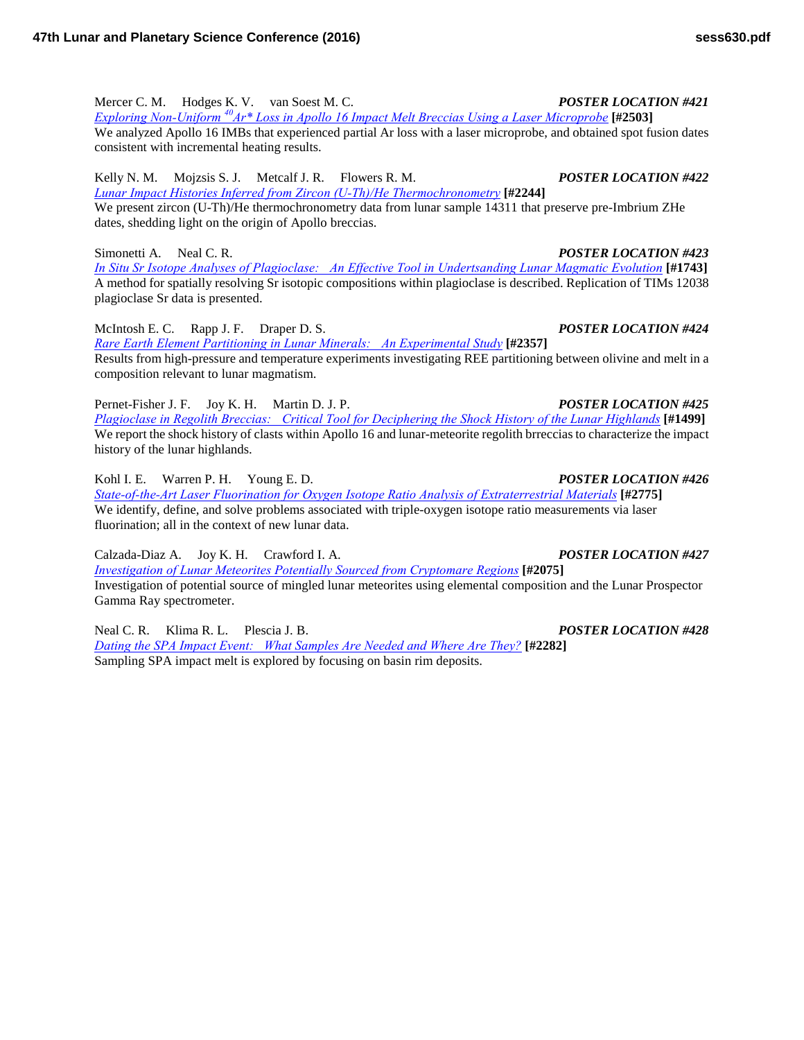Mercer C. M. Hodges K. V. van Soest M. C. ***POSTER LOCATION #421***

*Exploring Non-Uniform $^{40}Ar^{*}$ Loss in Apollo 16 Impact Melt Breccias Using a Laser Microprobe* **[#2503]**

We analyzed Apollo 16 IMBs that experienced partial Ar loss with a laser microprobe, and obtained spot fusion dates consistent with incremental heating results.

Kelly N. M. Mojzsis S. J. Metcalf J. R. Flowers R. M. ***POSTER LOCATION #422***

*Lunar Impact Histories Inferred from Zircon (U-Th)/He Thermochronometry* **[#2244]**

We present zircon (U-Th)/He thermochronometry data from lunar sample 14311 that preserve pre-Imbrium ZHe dates, shedding light on the origin of Apollo breccias.

Simonetti A. Neal C. R. ***POSTER LOCATION #423***

*In Situ Sr Isotope Analyses of Plagioclase: An Effective Tool in Undertsanding Lunar Magmatic Evolution* **[#1743]**

A method for spatially resolving Sr isotopic compositions within plagioclase is described. Replication of TIMs 12038 plagioclase Sr data is presented.

McIntosh E. C. Rapp J. F. Draper D. S. ***POSTER LOCATION #424***

*Rare Earth Element Partitioning in Lunar Minerals: An Experimental Study* **[#2357]**

Results from high-pressure and temperature experiments investigating REE partitioning between olivine and melt in a composition relevant to lunar magmatism.

Pernet-Fisher J. F. Joy K. H. Martin D. J. P. ***POSTER LOCATION #425***

*Plagioclase in Regolith Breccias: Critical Tool for Deciphering the Shock History of the Lunar Highlands* **[#1499]**

We report the shock history of clasts within Apollo 16 and lunar-meteorite regolith brreccias to characterize the impact history of the lunar highlands.

Kohl I. E. Warren P. H. Young E. D. ***POSTER LOCATION #426***

*State-of-the-Art Laser Fluorination for Oxygen Isotope Ratio Analysis of Extraterrestrial Materials* **[#2775]**

We identify, define, and solve problems associated with triple-oxygen isotope ratio measurements via laser fluorination; all in the context of new lunar data.

Calzada-Diaz A. Joy K. H. Crawford I. A. ***POSTER LOCATION #427***

*Investigation of Lunar Meteorites Potentially Sourced from Cryptomare Regions* **[#2075]**

Investigation of potential source of mingled lunar meteorites using elemental composition and the Lunar Prospector Gamma Ray spectrometer.

Neal C. R. Klima R. L. Plescia J. B. ***POSTER LOCATION #428***

*Dating the SPA Impact Event: What Samples Are Needed and Where Are They?* **[#2282]**

Sampling SPA impact melt is explored by focusing on basin rim deposits.